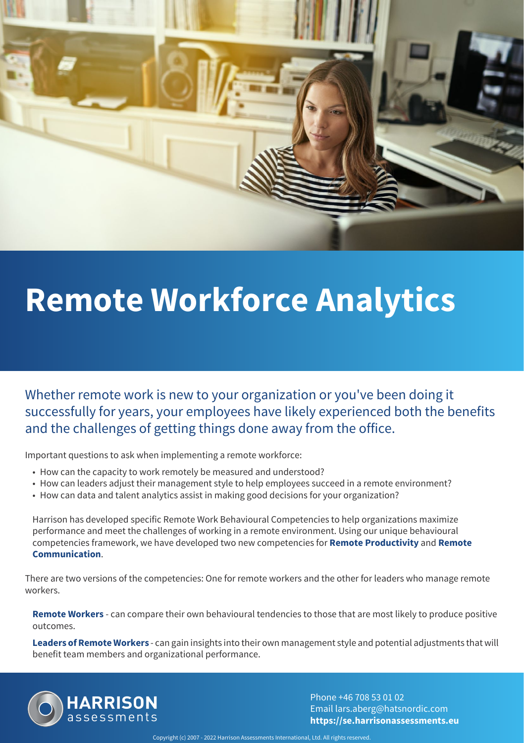# Remote Workforce Analytics

Whether remote work is new to your organization or you've been doing it successfully for years, your employees have likely experienced both the benefits and the challenges of getting things done away from the office.

Important questions to ask when implementing a remote workforce:

- How can the capacity to work remotely be measured and understood?
- How can leaders adjust their management style to help employees succeed in a remote environment?
- How can data and talent analytics assist in making good decisions for your organization?

Harrison has developed specific Remote Work Behavioural Competencies to help organizations maximize performance and meet the challenges of working in a remote environment. Using our unique behavioural competencies framework, we have developed two new competencies for **Remote Productivity** and **Remote Communication**.

There are two versions of the competencies: One for remote workers and the other for leaders who manage remote workers.

**Remote Workers** - can compare their own behavioural tendencies to those that are most likely to produce positive outcomes.

**Leaders of Remote Workers** - can gain insights into their own management style and potential adjustments that will benefit team members and organizational performance.

HARRISON assessments

Phone +46 708 53 01 02
Email lars.aberg@hatsnordic.com
**https://se.harrisonassessments.eu**

Copyright (c) 2007 - 2022 Harrison Assessments International, Ltd. All rights reserved.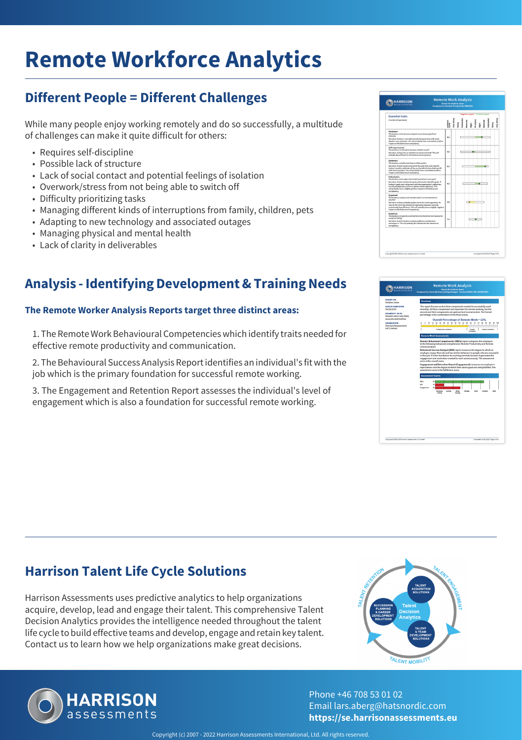# Remote Workforce Analytics

## Different People = Different Challenges

While many people enjoy working remotely and do so successfully, a multitude of challenges can make it quite difficult for others:

- Requires self-discipline
- Possible lack of structure
- Lack of social contact and potential feelings of isolation
- Overwork/stress from not being able to switch off
- Difficulty prioritizing tasks
- Managing different kinds of interruptions from family, children, pets
- Adapting to new technology and associated outages
- Managing physical and mental health
- Lack of clarity in deliverables

## Analysis - Identifying Development & Training Needs

### The Remote Worker Analysis Reports target three distinct areas:

1. The Remote Work Behavioural Competencies which identify traits needed for effective remote productivity and communication.

2. The Behavioural Success Analysis Report identifies an individual's fit with the job which is the primary foundation for successful remote working.

3. The Engagement and Retention Report assesses the individual's level of engagement which is also a foundation for successful remote working.

## Harrison Talent Life Cycle Solutions

Harrison Assessments uses predictive analytics to help organizations acquire, develop, lead and engage their talent. This comprehensive Talent Decision Analytics provides the intelligence needed throughout the talent life cycle to build effective teams and develop, engage and retain key talent. Contact us to learn how we help organizations make great decisions.

TALENT RETENTION
TALENT ENGAGEMENT
TALENT MOBILITY
TALENT ACQUISITION SOLUTIONS
SUCCESSION PLANNING & CAREER DEVELOPMENT SOLUTIONS
Talent Decision Analytics
TALENT & TEAM DEVELOPMENT SOLUTIONS

HARRISON assessments

Phone +46 708 53 01 02
Email lars.aberg@hatsnordic.com
**https://se.harrisonassessments.eu**

Copyright (c) 2007 - 2022 Harrison Assessments International, Ltd. All rights reserved.